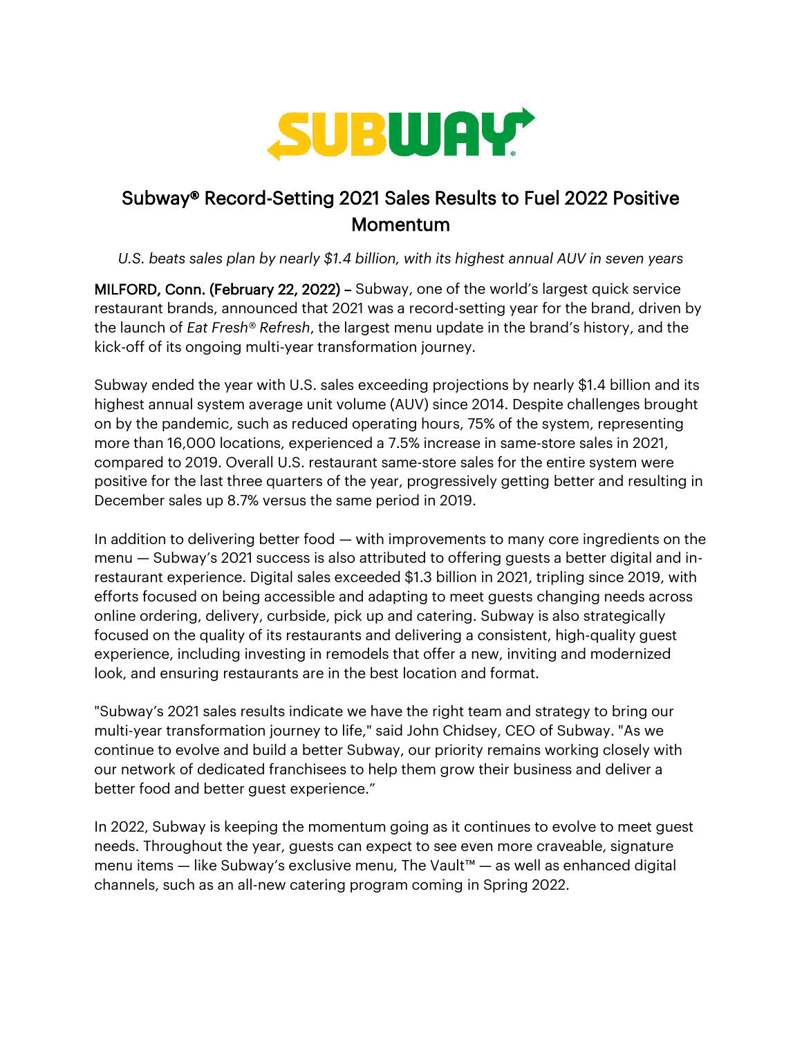# Subway® Record-Setting 2021 Sales Results to Fuel 2022 Positive Momentum

*U.S. beats sales plan by nearly $1.4 billion, with its highest annual AUV in seven years*

**MILFORD, Conn. (February 22, 2022)** – Subway, one of the world's largest quick service restaurant brands, announced that 2021 was a record-setting year for the brand, driven by the launch of *Eat Fresh® Refresh*, the largest menu update in the brand's history, and the kick-off of its ongoing multi-year transformation journey.

Subway ended the year with U.S. sales exceeding projections by nearly $1.4 billion and its highest annual system average unit volume (AUV) since 2014. Despite challenges brought on by the pandemic, such as reduced operating hours, 75% of the system, representing more than 16,000 locations, experienced a 7.5% increase in same-store sales in 2021, compared to 2019. Overall U.S. restaurant same-store sales for the entire system were positive for the last three quarters of the year, progressively getting better and resulting in December sales up 8.7% versus the same period in 2019.

In addition to delivering better food — with improvements to many core ingredients on the menu — Subway's 2021 success is also attributed to offering guests a better digital and in-restaurant experience. Digital sales exceeded $1.3 billion in 2021, tripling since 2019, with efforts focused on being accessible and adapting to meet guests changing needs across online ordering, delivery, curbside, pick up and catering. Subway is also strategically focused on the quality of its restaurants and delivering a consistent, high-quality guest experience, including investing in remodels that offer a new, inviting and modernized look, and ensuring restaurants are in the best location and format.

"Subway's 2021 sales results indicate we have the right team and strategy to bring our multi-year transformation journey to life," said John Chidsey, CEO of Subway. "As we continue to evolve and build a better Subway, our priority remains working closely with our network of dedicated franchisees to help them grow their business and deliver a better food and better guest experience."

In 2022, Subway is keeping the momentum going as it continues to evolve to meet guest needs. Throughout the year, guests can expect to see even more craveable, signature menu items — like Subway's exclusive menu, The Vault™ — as well as enhanced digital channels, such as an all-new catering program coming in Spring 2022.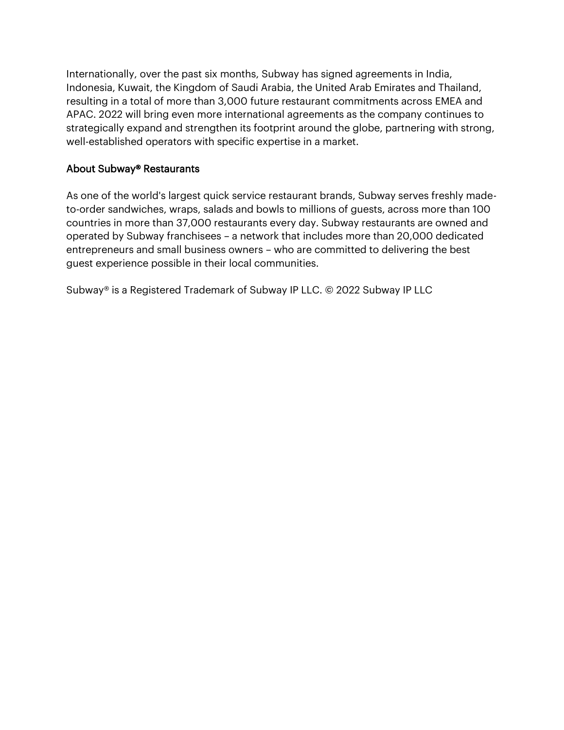Internationally, over the past six months, Subway has signed agreements in India, Indonesia, Kuwait, the Kingdom of Saudi Arabia, the United Arab Emirates and Thailand, resulting in a total of more than 3,000 future restaurant commitments across EMEA and APAC. 2022 will bring even more international agreements as the company continues to strategically expand and strengthen its footprint around the globe, partnering with strong, well-established operators with specific expertise in a market.

## About Subway® Restaurants

As one of the world's largest quick service restaurant brands, Subway serves freshly made-to-order sandwiches, wraps, salads and bowls to millions of guests, across more than 100 countries in more than 37,000 restaurants every day. Subway restaurants are owned and operated by Subway franchisees – a network that includes more than 20,000 dedicated entrepreneurs and small business owners – who are committed to delivering the best guest experience possible in their local communities.

Subway® is a Registered Trademark of Subway IP LLC. © 2022 Subway IP LLC